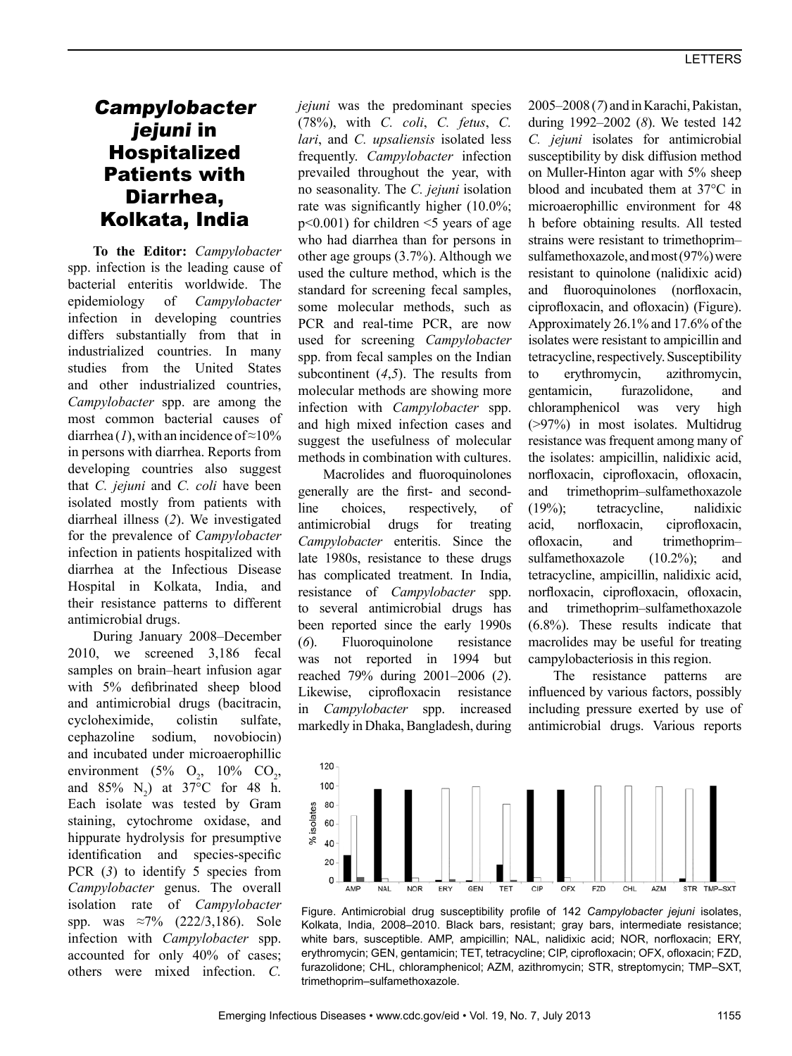# *Campylobacter jejuni* in Hospitalized Patients with Diarrhea, Kolkata, India

**To the Editor:** *Campylobacter* spp. infection is the leading cause of bacterial enteritis worldwide. The epidemiology of *Campylobacter* infection in developing countries differs substantially from that in industrialized countries. In many studies from the United States and other industrialized countries, *Campylobacter* spp. are among the most common bacterial causes of diarrhea (*1*), with an incidence of ≈10% in persons with diarrhea. Reports from developing countries also suggest that *C. jejuni* and *C. coli* have been isolated mostly from patients with diarrheal illness (*2*). We investigated for the prevalence of *Campylobacter* infection in patients hospitalized with diarrhea at the Infectious Disease Hospital in Kolkata, India, and their resistance patterns to different antimicrobial drugs.

During January 2008–December 2010, we screened 3,186 fecal samples on brain–heart infusion agar with 5% defibrinated sheep blood and antimicrobial drugs (bacitracin, cycloheximide, colistin sulfate, cephazoline sodium, novobiocin) and incubated under microaerophillic environment (5% $O_2$, 10% $CO_2$, and 85% $N_2$) at 37°C for 48 h. Each isolate was tested by Gram staining, cytochrome oxidase, and hippurate hydrolysis for presumptive identification and species-specific PCR (*3*) to identify 5 species from *Campylobacter* genus. The overall isolation rate of *Campylobacter* spp. was ≈7% (222/3,186). Sole infection with *Campylobacter* spp. accounted for only 40% of cases; others were mixed infection. *C. jejuni* was the predominant species (78%), with *C. coli*, *C. fetus*, *C. lari*, and *C. upsaliensis* isolated less frequently. *Campylobacter* infection prevailed throughout the year, with no seasonality. The *C. jejuni* isolation rate was significantly higher (10.0%; $p<0.001$) for children <5 years of age who had diarrhea than for persons in other age groups (3.7%). Although we used the culture method, which is the standard for screening fecal samples, some molecular methods, such as PCR and real-time PCR, are now used for screening *Campylobacter* spp. from fecal samples on the Indian subcontinent (*4*,*5*). The results from molecular methods are showing more infection with *Campylobacter* spp. and high mixed infection cases and suggest the usefulness of molecular methods in combination with cultures.

Macrolides and fluoroquinolones generally are the first- and second-line choices, respectively, of antimicrobial drugs for treating *Campylobacter* enteritis. Since the late 1980s, resistance to these drugs has complicated treatment. In India, resistance of *Campylobacter* spp. to several antimicrobial drugs has been reported since the early 1990s (*6*). Fluoroquinolone resistance was not reported in 1994 but reached 79% during 2001–2006 (*2*). Likewise, ciprofloxacin resistance in *Campylobacter* spp. increased markedly in Dhaka, Bangladesh, during 2005–2008 (*7*) and in Karachi, Pakistan, during 1992–2002 (*8*). We tested 142 *C. jejuni* isolates for antimicrobial susceptibility by disk diffusion method on Muller-Hinton agar with 5% sheep blood and incubated them at 37°C in microaerophillic environment for 48 h before obtaining results. All tested strains were resistant to trimethoprim–sulfamethoxazole, and most (97%) were resistant to quinolone (nalidixic acid) and fluoroquinolones (norfloxacin, ciprofloxacin, and ofloxacin) (Figure). Approximately 26.1% and 17.6% of the isolates were resistant to ampicillin and tetracycline, respectively. Susceptibility to erythromycin, azithromycin, gentamicin, furazolidone, and chloramphenicol was very high (>97%) in most isolates. Multidrug resistance was frequent among many of the isolates: ampicillin, nalidixic acid, norfloxacin, ciprofloxacin, ofloxacin, and trimethoprim–sulfamethoxazole (19%); tetracycline, nalidixic acid, norfloxacin, ciprofloxacin, ofloxacin, and trimethoprim–sulfamethoxazole (10.2%); and tetracycline, ampicillin, nalidixic acid, norfloxacin, ciprofloxacin, ofloxacin, and trimethoprim–sulfamethoxazole (6.8%). These results indicate that macrolides may be useful for treating campylobacteriosis in this region.

The resistance patterns are influenced by various factors, possibly including pressure exerted by use of antimicrobial drugs. Various reports

Figure. Antimicrobial drug susceptibility profile of 142 *Campylobacter jejuni* isolates, Kolkata, India, 2008–2010. Black bars, resistant; gray bars, intermediate resistance; white bars, susceptible. AMP, ampicillin; NAL, nalidixic acid; NOR, norfloxacin; ERY, erythromycin; GEN, gentamicin; TET, tetracycline; CIP, ciprofloxacin; OFX, ofloxacin; FZD, furazolidone; CHL, chloramphenicol; AZM, azithromycin; STR, streptomycin; TMP–SXT, trimethoprim–sulfamethoxazole.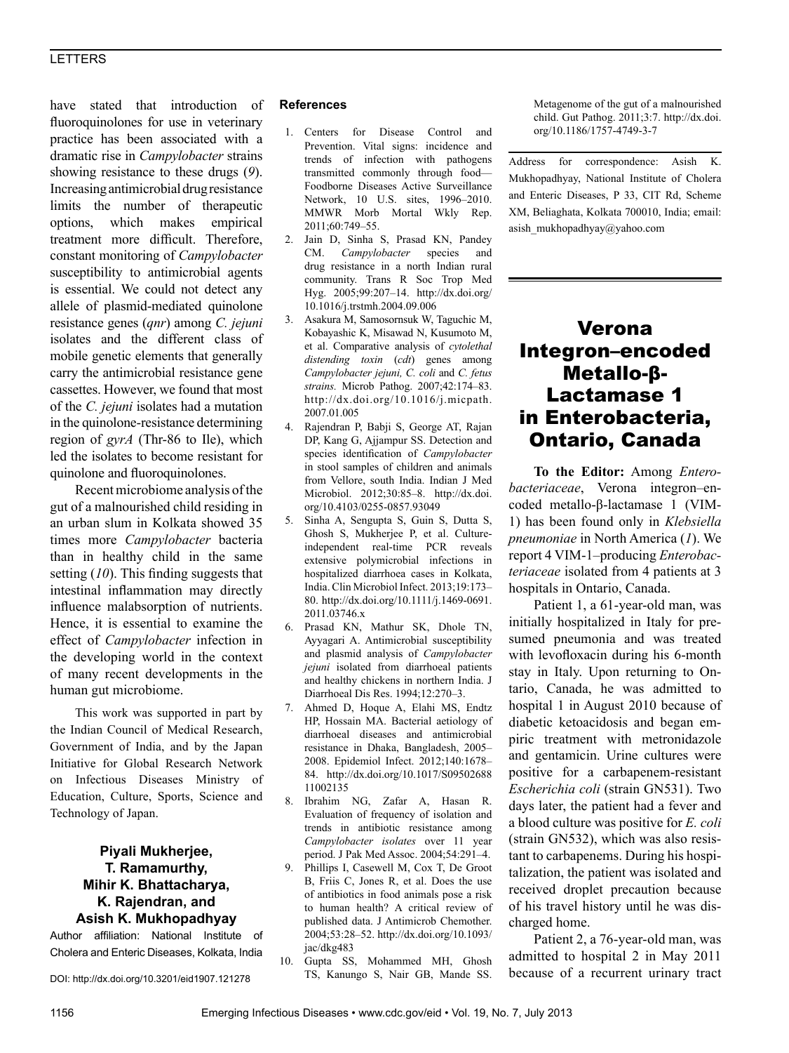have stated that introduction of fluoroquinolones for use in veterinary practice has been associated with a dramatic rise in *Campylobacter* strains showing resistance to these drugs (*9*). Increasing antimicrobial drug resistance limits the number of therapeutic options, which makes empirical treatment more difficult. Therefore, constant monitoring of *Campylobacter* susceptibility to antimicrobial agents is essential. We could not detect any allele of plasmid-mediated quinolone resistance genes (*qnr*) among *C. jejuni* isolates and the different class of mobile genetic elements that generally carry the antimicrobial resistance gene cassettes. However, we found that most of the *C. jejuni* isolates had a mutation in the quinolone-resistance determining region of *gyrA* (Thr-86 to Ile), which led the isolates to become resistant for quinolone and fluoroquinolones.

Recent microbiome analysis of the gut of a malnourished child residing in an urban slum in Kolkata showed 35 times more *Campylobacter* bacteria than in healthy child in the same setting (*10*). This finding suggests that intestinal inflammation may directly influence malabsorption of nutrients. Hence, it is essential to examine the effect of *Campylobacter* infection in the developing world in the context of many recent developments in the human gut microbiome.

This work was supported in part by the Indian Council of Medical Research, Government of India, and by the Japan Initiative for Global Research Network on Infectious Diseases Ministry of Education, Culture, Sports, Science and Technology of Japan.

**Piyali Mukherjee, T. Ramamurthy, Mihir K. Bhattacharya, K. Rajendran, and Asish K. Mukhopadhyay**

Author affiliation: National Institute of Cholera and Enteric Diseases, Kolkata, India

DOI: http://dx.doi.org/10.3201/eid1907.121278

### References

1. Centers for Disease Control and Prevention. Vital signs: incidence and trends of infection with pathogens transmitted commonly through food—Foodborne Diseases Active Surveillance Network, 10 U.S. sites, 1996–2010. MMWR Morb Mortal Wkly Rep. 2011;60:749–55.
2. Jain D, Sinha S, Prasad KN, Pandey CM. *Campylobacter* species and drug resistance in a north Indian rural community. Trans R Soc Trop Med Hyg. 2005;99:207–14. http://dx.doi.org/10.1016/j.trstmh.2004.09.006
3. Asakura M, Samosornsuk W, Taguchic M, Kobayashic K, Misawad N, Kusumoto M, et al. Comparative analysis of *cytolethal distending toxin* (*cdt*) genes among *Campylobacter jejuni, C. coli* and *C. fetus strains.* Microb Pathog. 2007;42:174–83. http://dx.doi.org/10.1016/j.micpath.2007.01.005
4. Rajendran P, Babji S, George AT, Rajan DP, Kang G, Ajjampur SS. Detection and species identification of *Campylobacter* in stool samples of children and animals from Vellore, south India. Indian J Med Microbiol. 2012;30:85–8. http://dx.doi.org/10.4103/0255-0857.93049
5. Sinha A, Sengupta S, Guin S, Dutta S, Ghosh S, Mukherjee P, et al. Culture-independent real-time PCR reveals extensive polymicrobial infections in hospitalized diarrhoea cases in Kolkata, India. Clin Microbiol Infect. 2013;19:173–80. http://dx.doi.org/10.1111/j.1469-0691.2011.03746.x
6. Prasad KN, Mathur SK, Dhole TN, Ayyagari A. Antimicrobial susceptibility and plasmid analysis of *Campylobacter jejuni* isolated from diarrhoeal patients and healthy chickens in northern India. J Diarrhoeal Dis Res. 1994;12:270–3.
7. Ahmed D, Hoque A, Elahi MS, Endtz HP, Hossain MA. Bacterial aetiology of diarrhoeal diseases and antimicrobial resistance in Dhaka, Bangladesh, 2005–2008. Epidemiol Infect. 2012;140:1678–84. http://dx.doi.org/10.1017/S0950268811002135
8. Ibrahim NG, Zafar A, Hasan R. Evaluation of frequency of isolation and trends in antibiotic resistance among *Campylobacter isolates* over 11 year period. J Pak Med Assoc. 2004;54:291–4.
9. Phillips I, Casewell M, Cox T, De Groot B, Friis C, Jones R, et al. Does the use of antibiotics in food animals pose a risk to human health? A critical review of published data. J Antimicrob Chemother. 2004;53:28–52. http://dx.doi.org/10.1093/jac/dkg483
10. Gupta SS, Mohammed MH, Ghosh TS, Kanungo S, Nair GB, Mande SS. Metagenome of the gut of a malnourished child. Gut Pathog. 2011;3:7. http://dx.doi.org/10.1186/1757-4749-3-7

Address for correspondence: Asish K. Mukhopadhyay, National Institute of Cholera and Enteric Diseases, P 33, CIT Rd, Scheme XM, Beliaghata, Kolkata 700010, India; email: asish_mukhopadhyay@yahoo.com

# Verona Integron–encoded Metallo-β-Lactamase 1 in Enterobacteria, Ontario, Canada

**To the Editor:** Among *Enterobacteriaceae*, Verona integron–encoded metallo-β-lactamase 1 (VIM-1) has been found only in *Klebsiella pneumoniae* in North America (*1*). We report 4 VIM-1–producing *Enterobacteriaceae* isolated from 4 patients at 3 hospitals in Ontario, Canada.

Patient 1, a 61-year-old man, was initially hospitalized in Italy for presumed pneumonia and was treated with levofloxacin during his 6-month stay in Italy. Upon returning to Ontario, Canada, he was admitted to hospital 1 in August 2010 because of diabetic ketoacidosis and began empiric treatment with metronidazole and gentamicin. Urine cultures were positive for a carbapenem-resistant *Escherichia coli* (strain GN531). Two days later, the patient had a fever and a blood culture was positive for *E. coli* (strain GN532), which was also resistant to carbapenems. During his hospitalization, the patient was isolated and received droplet precaution because of his travel history until he was discharged home.

Patient 2, a 76-year-old man, was admitted to hospital 2 in May 2011 because of a recurrent urinary tract